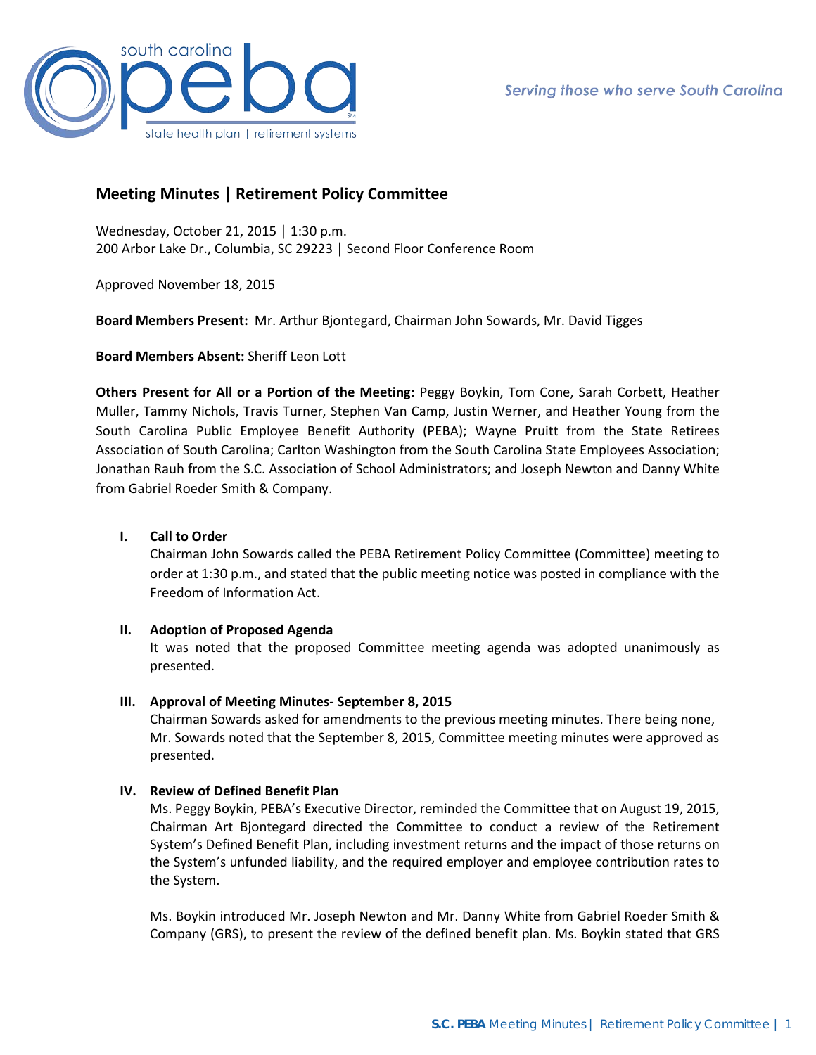# Meeting Minutes | Retirement Policy Committee

Wednesday, October 21, 2015 │ 1:30 p.m.
200 Arbor Lake Dr., Columbia, SC 29223 │ Second Floor Conference Room

Approved November 18, 2015

**Board Members Present:** Mr. Arthur Bjontegard, Chairman John Sowards, Mr. David Tigges

**Board Members Absent:** Sheriff Leon Lott

**Others Present for All or a Portion of the Meeting:** Peggy Boykin, Tom Cone, Sarah Corbett, Heather Muller, Tammy Nichols, Travis Turner, Stephen Van Camp, Justin Werner, and Heather Young from the South Carolina Public Employee Benefit Authority (PEBA); Wayne Pruitt from the State Retirees Association of South Carolina; Carlton Washington from the South Carolina State Employees Association; Jonathan Rauh from the S.C. Association of School Administrators; and Joseph Newton and Danny White from Gabriel Roeder Smith & Company.

## I. Call to Order

Chairman John Sowards called the PEBA Retirement Policy Committee (Committee) meeting to order at 1:30 p.m., and stated that the public meeting notice was posted in compliance with the Freedom of Information Act.

## II. Adoption of Proposed Agenda

It was noted that the proposed Committee meeting agenda was adopted unanimously as presented.

## III. Approval of Meeting Minutes- September 8, 2015

Chairman Sowards asked for amendments to the previous meeting minutes. There being none, Mr. Sowards noted that the September 8, 2015, Committee meeting minutes were approved as presented.

## IV. Review of Defined Benefit Plan

Ms. Peggy Boykin, PEBA's Executive Director, reminded the Committee that on August 19, 2015, Chairman Art Bjontegard directed the Committee to conduct a review of the Retirement System's Defined Benefit Plan, including investment returns and the impact of those returns on the System's unfunded liability, and the required employer and employee contribution rates to the System.

Ms. Boykin introduced Mr. Joseph Newton and Mr. Danny White from Gabriel Roeder Smith & Company (GRS), to present the review of the defined benefit plan. Ms. Boykin stated that GRS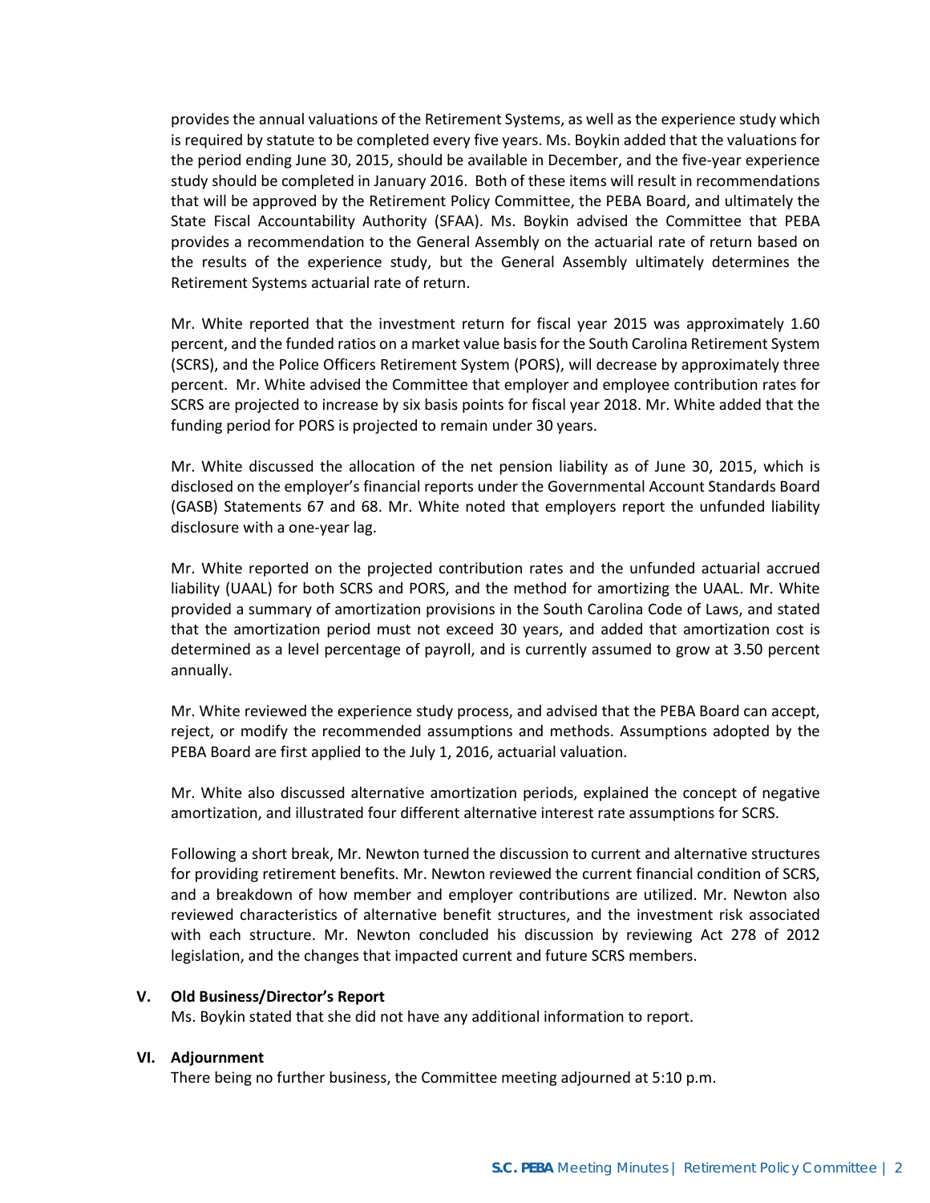provides the annual valuations of the Retirement Systems, as well as the experience study which is required by statute to be completed every five years. Ms. Boykin added that the valuations for the period ending June 30, 2015, should be available in December, and the five-year experience study should be completed in January 2016. Both of these items will result in recommendations that will be approved by the Retirement Policy Committee, the PEBA Board, and ultimately the State Fiscal Accountability Authority (SFAA). Ms. Boykin advised the Committee that PEBA provides a recommendation to the General Assembly on the actuarial rate of return based on the results of the experience study, but the General Assembly ultimately determines the Retirement Systems actuarial rate of return.

Mr. White reported that the investment return for fiscal year 2015 was approximately 1.60 percent, and the funded ratios on a market value basis for the South Carolina Retirement System (SCRS), and the Police Officers Retirement System (PORS), will decrease by approximately three percent. Mr. White advised the Committee that employer and employee contribution rates for SCRS are projected to increase by six basis points for fiscal year 2018. Mr. White added that the funding period for PORS is projected to remain under 30 years.

Mr. White discussed the allocation of the net pension liability as of June 30, 2015, which is disclosed on the employer's financial reports under the Governmental Account Standards Board (GASB) Statements 67 and 68. Mr. White noted that employers report the unfunded liability disclosure with a one-year lag.

Mr. White reported on the projected contribution rates and the unfunded actuarial accrued liability (UAAL) for both SCRS and PORS, and the method for amortizing the UAAL. Mr. White provided a summary of amortization provisions in the South Carolina Code of Laws, and stated that the amortization period must not exceed 30 years, and added that amortization cost is determined as a level percentage of payroll, and is currently assumed to grow at 3.50 percent annually.

Mr. White reviewed the experience study process, and advised that the PEBA Board can accept, reject, or modify the recommended assumptions and methods. Assumptions adopted by the PEBA Board are first applied to the July 1, 2016, actuarial valuation.

Mr. White also discussed alternative amortization periods, explained the concept of negative amortization, and illustrated four different alternative interest rate assumptions for SCRS.

Following a short break, Mr. Newton turned the discussion to current and alternative structures for providing retirement benefits. Mr. Newton reviewed the current financial condition of SCRS, and a breakdown of how member and employer contributions are utilized. Mr. Newton also reviewed characteristics of alternative benefit structures, and the investment risk associated with each structure. Mr. Newton concluded his discussion by reviewing Act 278 of 2012 legislation, and the changes that impacted current and future SCRS members.

**V. Old Business/Director's Report**

Ms. Boykin stated that she did not have any additional information to report.

**VI. Adjournment**

There being no further business, the Committee meeting adjourned at 5:10 p.m.